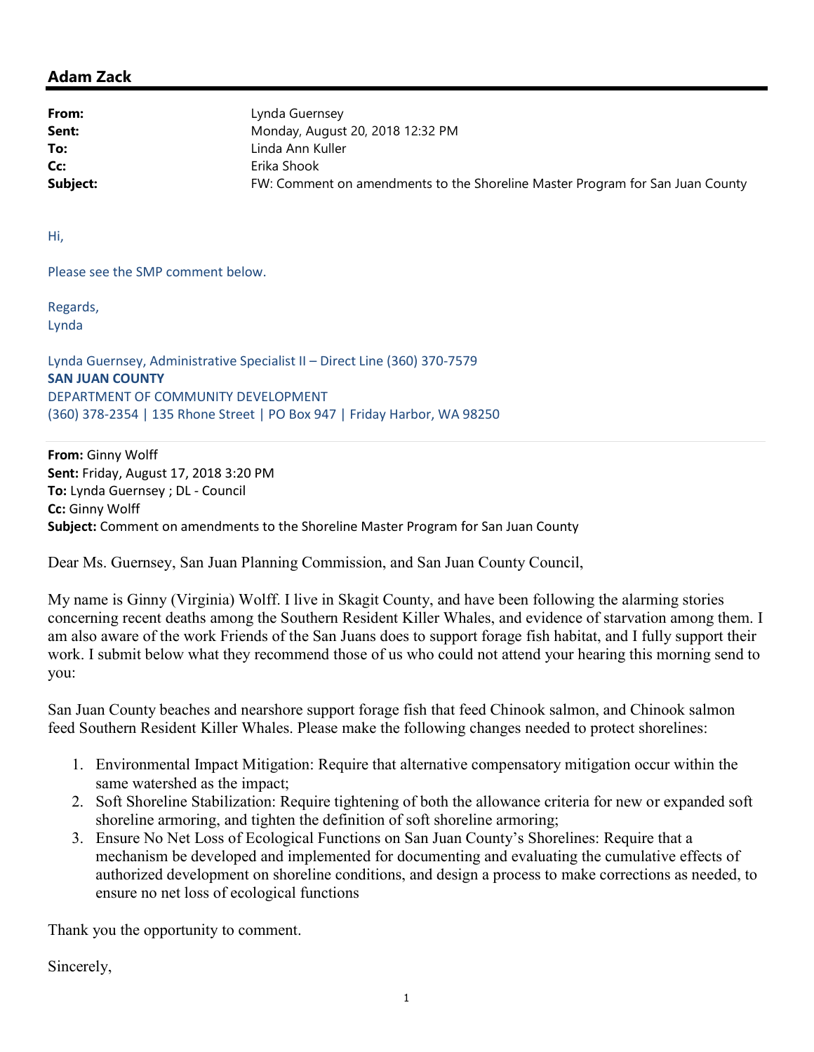## Adam Zack

**From:** Lynda Guernsey
**Sent:** Monday, August 20, 2018 12:32 PM
**To:** Linda Ann Kuller
**Cc:** Erika Shook
**Subject:** FW: Comment on amendments to the Shoreline Master Program for San Juan County

Hi,

Please see the SMP comment below.

Regards,
Lynda

Lynda Guernsey, Administrative Specialist II – Direct Line (360) 370-7579
**SAN JUAN COUNTY**
DEPARTMENT OF COMMUNITY DEVELOPMENT
(360) 378-2354 | 135 Rhone Street | PO Box 947 | Friday Harbor, WA 98250

**From:** Ginny Wolff
**Sent:** Friday, August 17, 2018 3:20 PM
**To:** Lynda Guernsey ; DL - Council
**Cc:** Ginny Wolff
**Subject:** Comment on amendments to the Shoreline Master Program for San Juan County

Dear Ms. Guernsey, San Juan Planning Commission, and San Juan County Council,

My name is Ginny (Virginia) Wolff. I live in Skagit County, and have been following the alarming stories concerning recent deaths among the Southern Resident Killer Whales, and evidence of starvation among them. I am also aware of the work Friends of the San Juans does to support forage fish habitat, and I fully support their work. I submit below what they recommend those of us who could not attend your hearing this morning send to you:

San Juan County beaches and nearshore support forage fish that feed Chinook salmon, and Chinook salmon feed Southern Resident Killer Whales. Please make the following changes needed to protect shorelines:

1. Environmental Impact Mitigation: Require that alternative compensatory mitigation occur within the same watershed as the impact;
2. Soft Shoreline Stabilization: Require tightening of both the allowance criteria for new or expanded soft shoreline armoring, and tighten the definition of soft shoreline armoring;
3. Ensure No Net Loss of Ecological Functions on San Juan County's Shorelines: Require that a mechanism be developed and implemented for documenting and evaluating the cumulative effects of authorized development on shoreline conditions, and design a process to make corrections as needed, to ensure no net loss of ecological functions

Thank you the opportunity to comment.

Sincerely,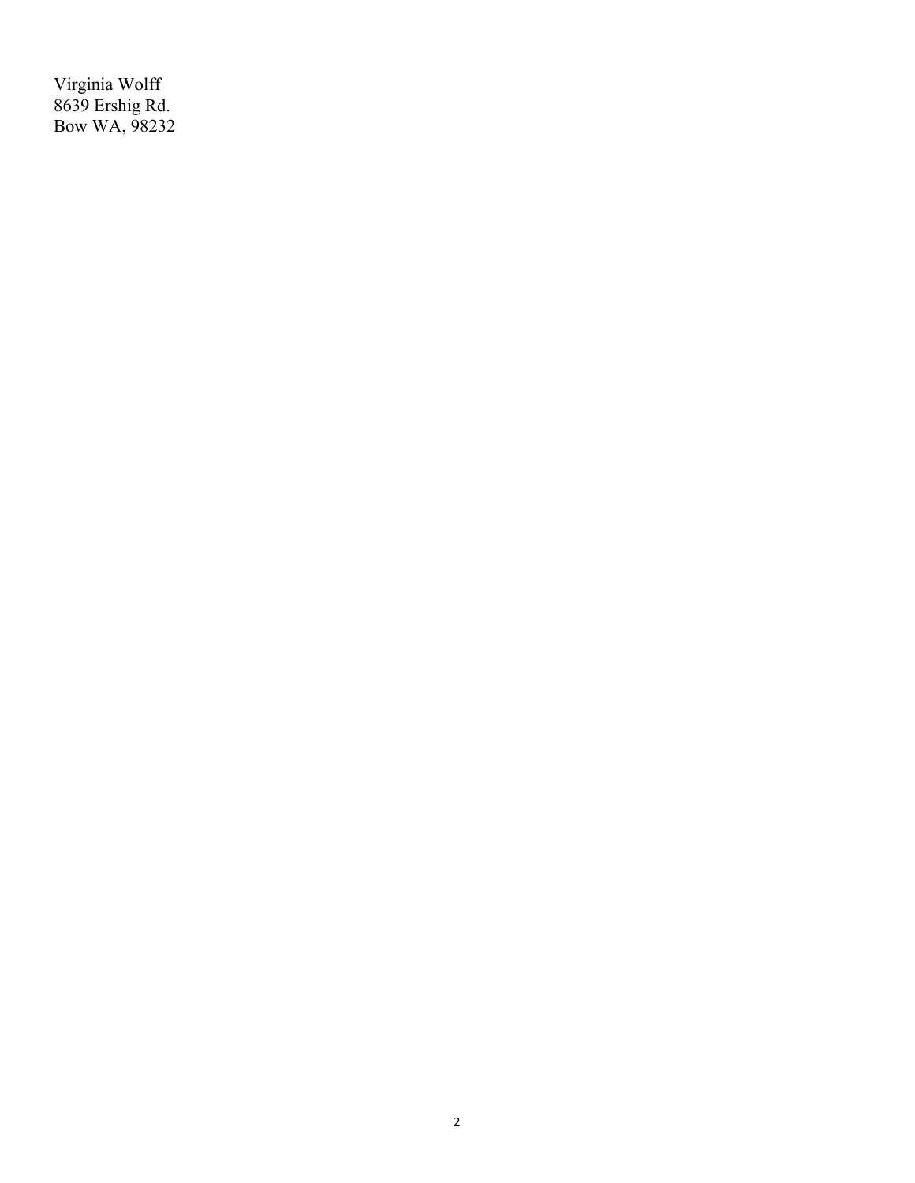Virginia Wolff  
8639 Ershig Rd.  
Bow WA, 98232